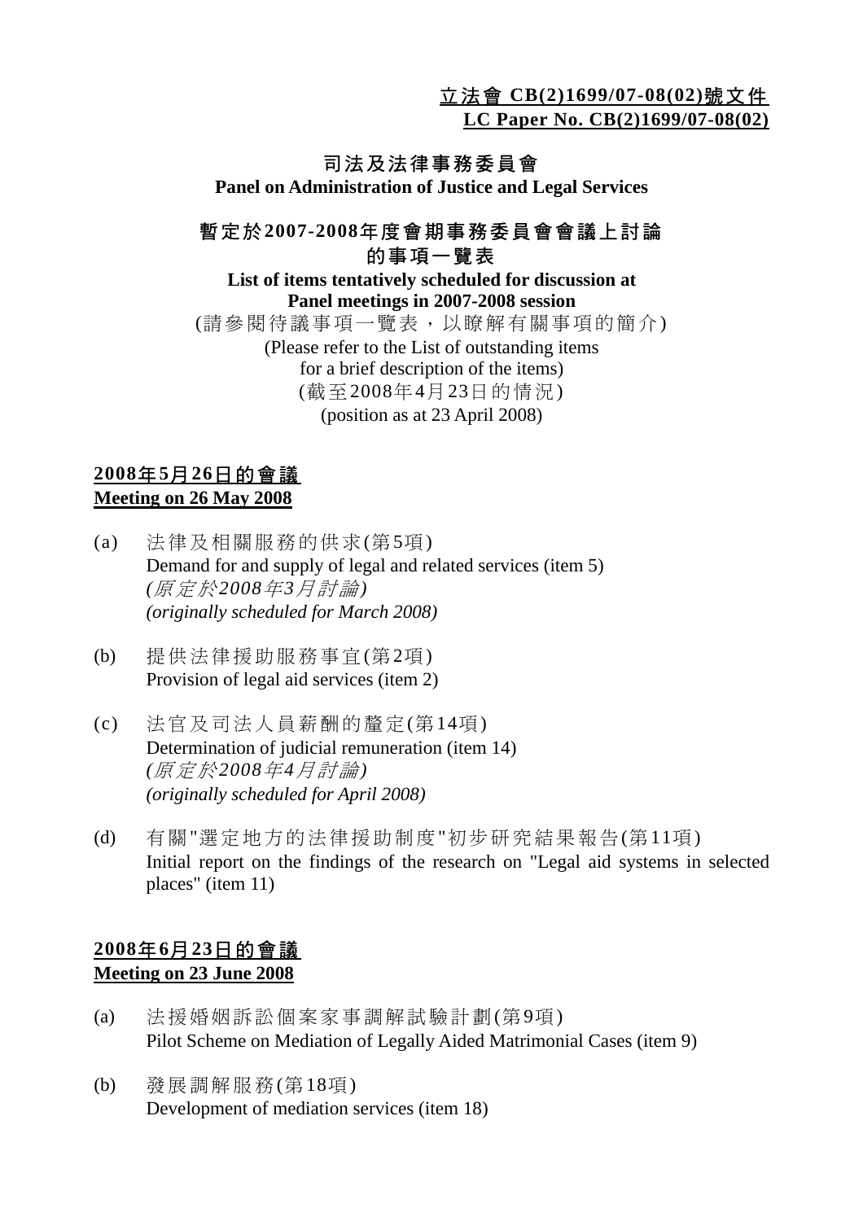**立法會 CB(2)1699/07-08(02)號文件**
**LC Paper No. CB(2)1699/07-08(02)**

# 司法及法律事務委員會
# Panel on Administration of Justice and Legal Services

## 暫定於2007-2008年度會期事務委員會會議上討論的事項一覽表
## List of items tentatively scheduled for discussion at Panel meetings in 2007-2008 session

(請參閱待議事項一覽表，以瞭解有關事項的簡介)
(Please refer to the List of outstanding items for a brief description of the items)
(截至2008年4月23日的情況)
(position as at 23 April 2008)

### 2008年5月26日的會議
### Meeting on 26 May 2008

(a) 法律及相關服務的供求(第5項)
Demand for and supply of legal and related services (item 5)
*(原定於2008年3月討論)*
*(originally scheduled for March 2008)*

(b) 提供法律援助服務事宜(第2項)
Provision of legal aid services (item 2)

(c) 法官及司法人員薪酬的釐定(第14項)
Determination of judicial remuneration (item 14)
*(原定於2008年4月討論)*
*(originally scheduled for April 2008)*

(d) 有關"選定地方的法律援助制度"初步研究結果報告(第11項)
Initial report on the findings of the research on "Legal aid systems in selected places" (item 11)

### 2008年6月23日的會議
### Meeting on 23 June 2008

(a) 法援婚姻訴訟個案家事調解試驗計劃(第9項)
Pilot Scheme on Mediation of Legally Aided Matrimonial Cases (item 9)

(b) 發展調解服務(第18項)
Development of mediation services (item 18)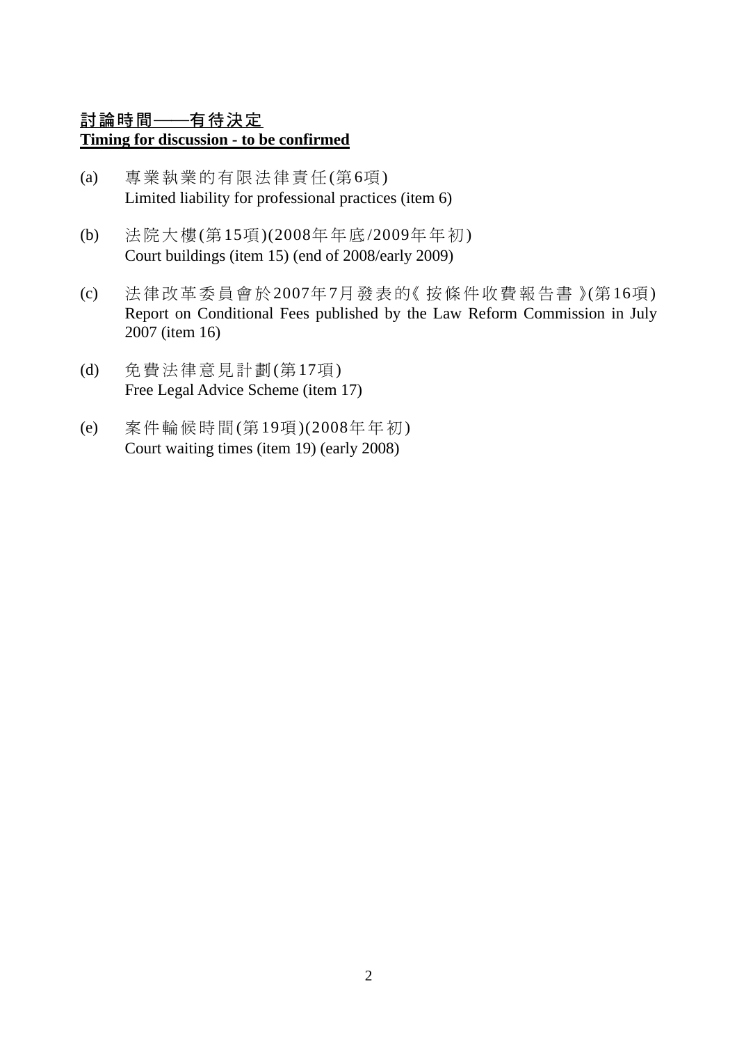**<u>討論時間——有待決定</u>**
**<u>Timing for discussion - to be confirmed</u>**

(a) 專業執業的有限法律責任(第6項)
Limited liability for professional practices (item 6)

(b) 法院大樓(第15項)(2008年年底/2009年年初)
Court buildings (item 15) (end of 2008/early 2009)

(c) 法律改革委員會於2007年7月發表的《按條件收費報告書》(第16項)
Report on Conditional Fees published by the Law Reform Commission in July 2007 (item 16)

(d) 免費法律意見計劃(第17項)
Free Legal Advice Scheme (item 17)

(e) 案件輪候時間(第19項)(2008年年初)
Court waiting times (item 19) (early 2008)